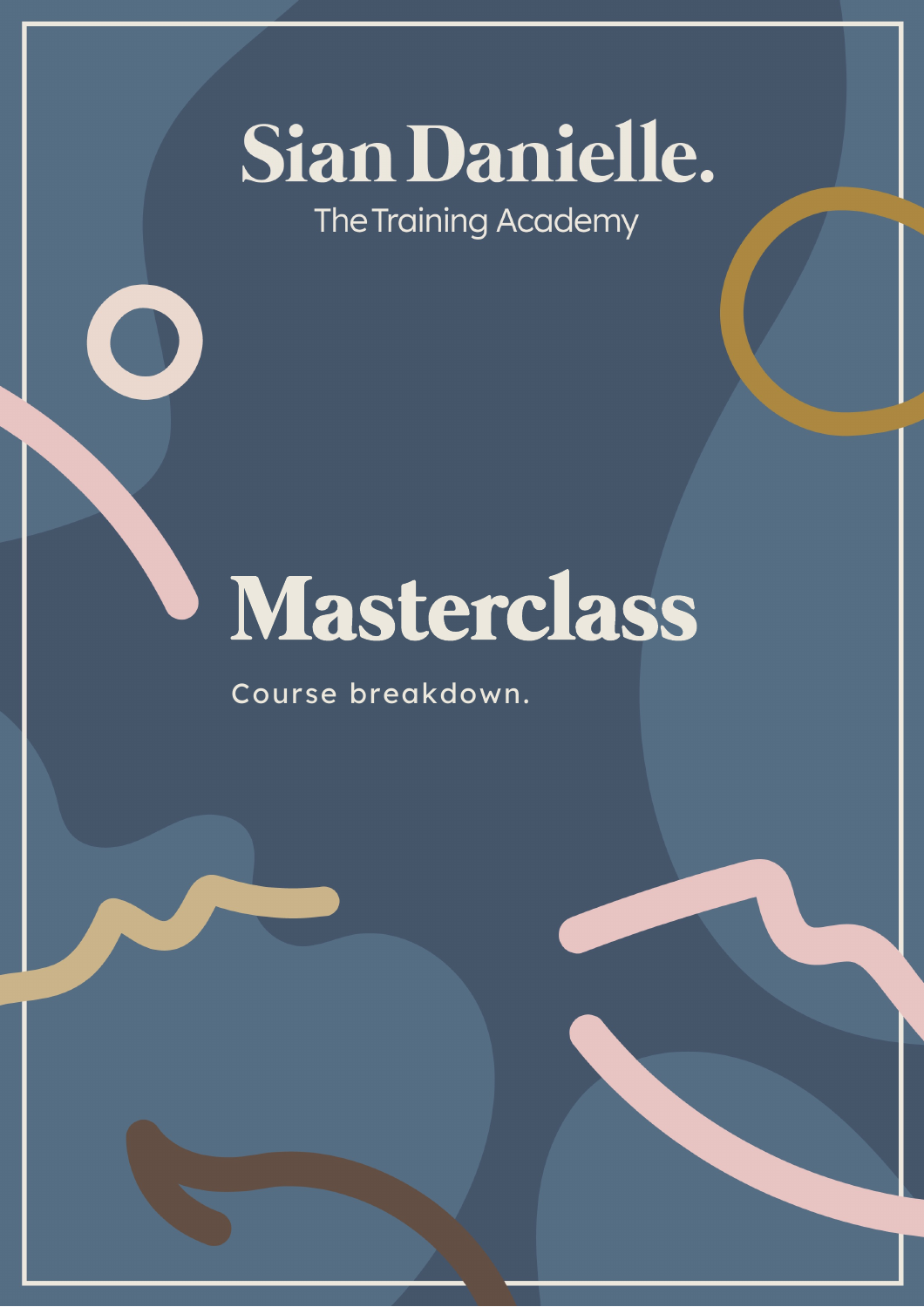# Sian Danielle.

The Training Academy

# Masterclass

Course breakdown.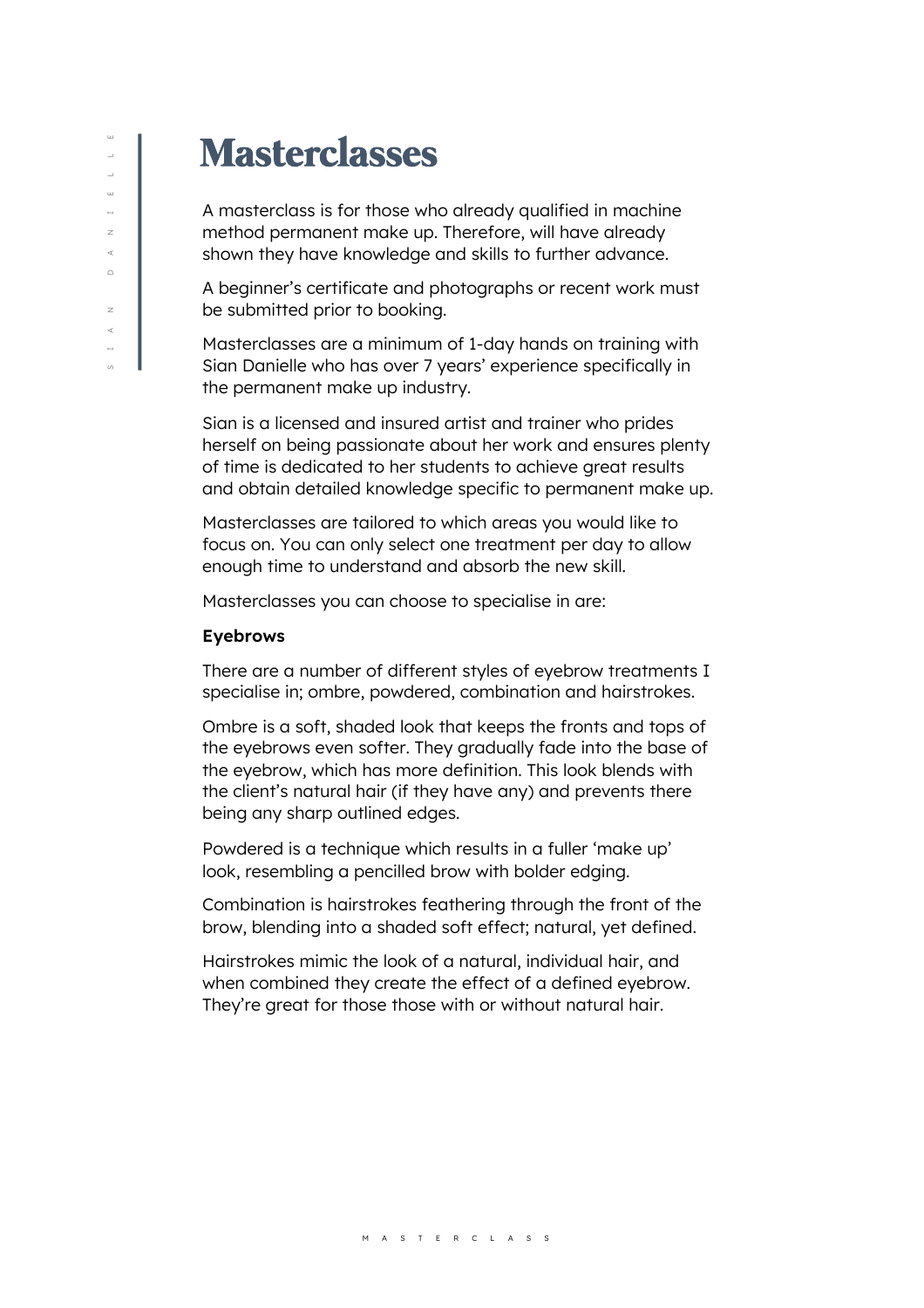# Masterclasses

A masterclass is for those who already qualified in machine method permanent make up. Therefore, will have already shown they have knowledge and skills to further advance.

A beginner's certificate and photographs or recent work must be submitted prior to booking.

Masterclasses are a minimum of 1-day hands on training with Sian Danielle who has over 7 years' experience specifically in the permanent make up industry.

Sian is a licensed and insured artist and trainer who prides herself on being passionate about her work and ensures plenty of time is dedicated to her students to achieve great results and obtain detailed knowledge specific to permanent make up.

Masterclasses are tailored to which areas you would like to focus on. You can only select one treatment per day to allow enough time to understand and absorb the new skill.

Masterclasses you can choose to specialise in are:

**Eyebrows**

There are a number of different styles of eyebrow treatments I specialise in; ombre, powdered, combination and hairstrokes.

Ombre is a soft, shaded look that keeps the fronts and tops of the eyebrows even softer. They gradually fade into the base of the eyebrow, which has more definition. This look blends with the client's natural hair (if they have any) and prevents there being any sharp outlined edges.

Powdered is a technique which results in a fuller 'make up' look, resembling a pencilled brow with bolder edging.

Combination is hairstrokes feathering through the front of the brow, blending into a shaded soft effect; natural, yet defined.

Hairstrokes mimic the look of a natural, individual hair, and when combined they create the effect of a defined eyebrow. They're great for those those with or without natural hair.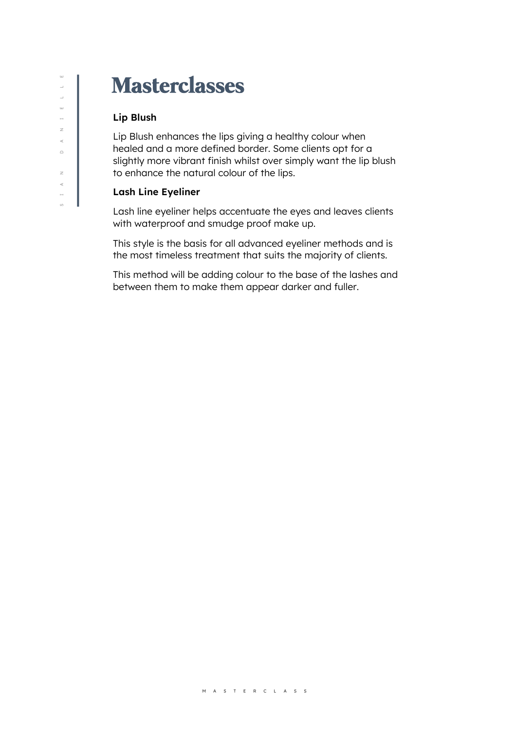# Masterclasses

**Lip Blush**

Lip Blush enhances the lips giving a healthy colour when healed and a more defined border. Some clients opt for a slightly more vibrant finish whilst over simply want the lip blush to enhance the natural colour of the lips.

**Lash Line Eyeliner**

Lash line eyeliner helps accentuate the eyes and leaves clients with waterproof and smudge proof make up.

This style is the basis for all advanced eyeliner methods and is the most timeless treatment that suits the majority of clients.

This method will be adding colour to the base of the lashes and between them to make them appear darker and fuller.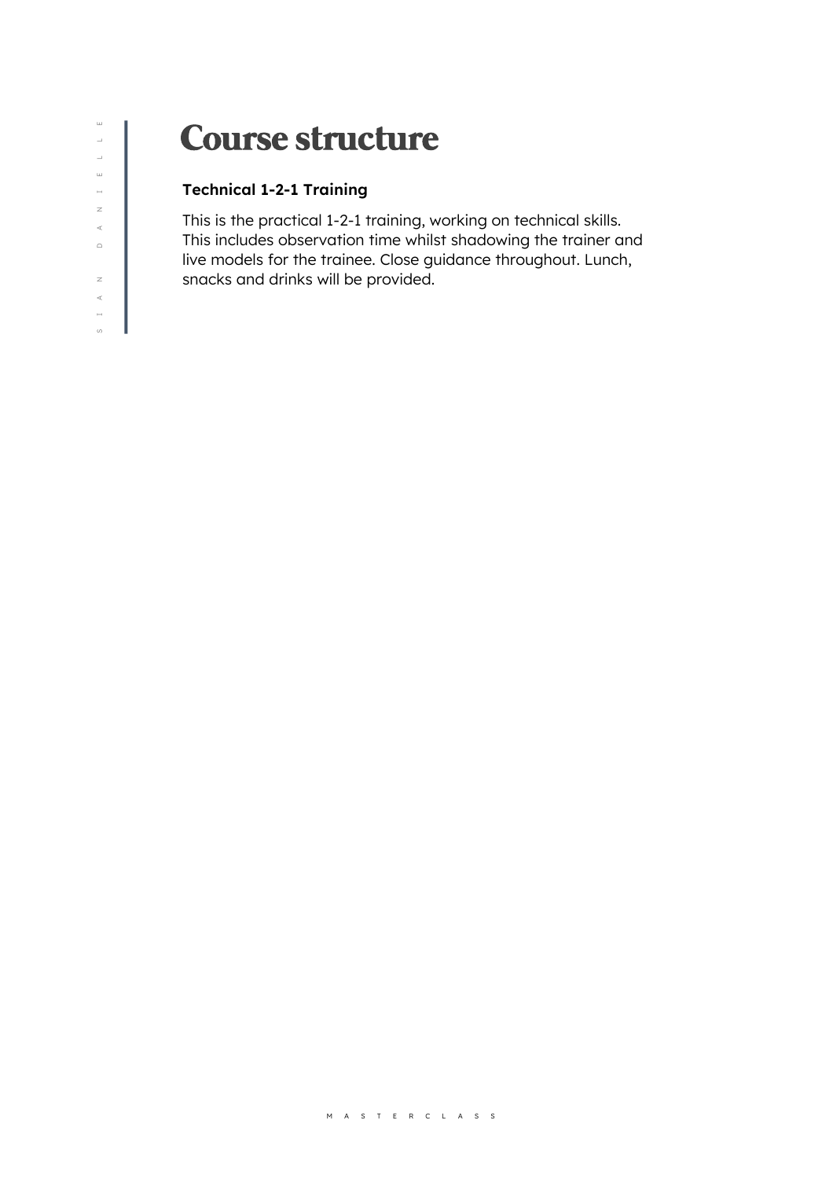# Course structure

**Technical 1-2-1 Training**

This is the practical 1-2-1 training, working on technical skills. This includes observation time whilst shadowing the trainer and live models for the trainee. Close guidance throughout. Lunch, snacks and drinks will be provided.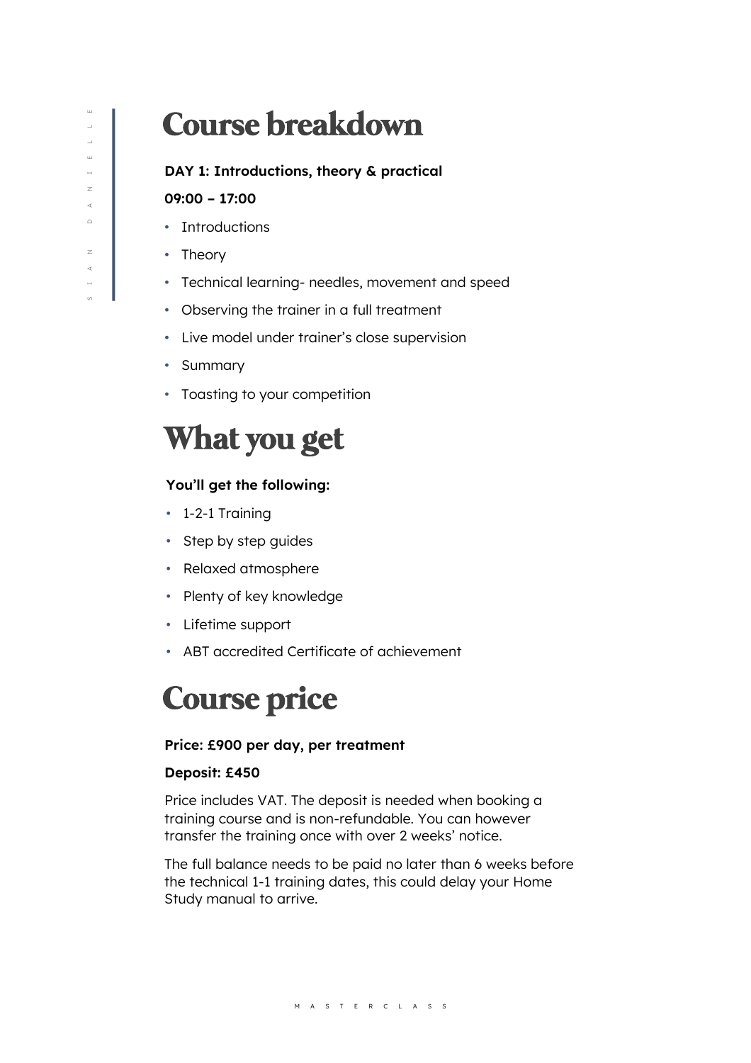# Course breakdown

**DAY 1: Introductions, theory & practical**

**09:00 – 17:00**

- Introductions
- Theory
- Technical learning- needles, movement and speed
- Observing the trainer in a full treatment
- Live model under trainer's close supervision
- Summary
- Toasting to your competition

# What you get

**You'll get the following:**

- 1-2-1 Training
- Step by step guides
- Relaxed atmosphere
- Plenty of key knowledge
- Lifetime support
- ABT accredited Certificate of achievement

# Course price

**Price: £900 per day, per treatment**

**Deposit: £450**

Price includes VAT. The deposit is needed when booking a training course and is non-refundable. You can however transfer the training once with over 2 weeks' notice.

The full balance needs to be paid no later than 6 weeks before the technical 1-1 training dates, this could delay your Home Study manual to arrive.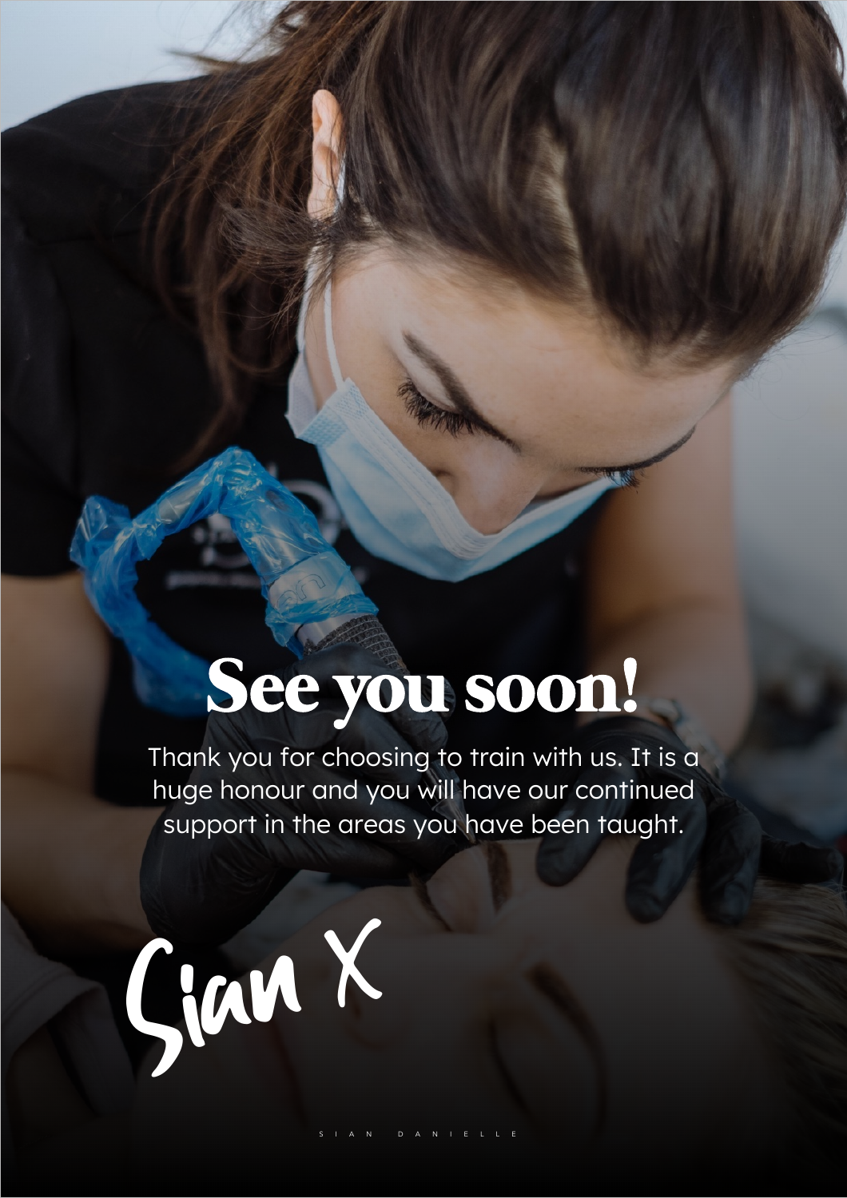# See you soon!

Thank you for choosing to train with us. It is a huge honour and you will have our continued support in the areas you have been taught.

Sian x